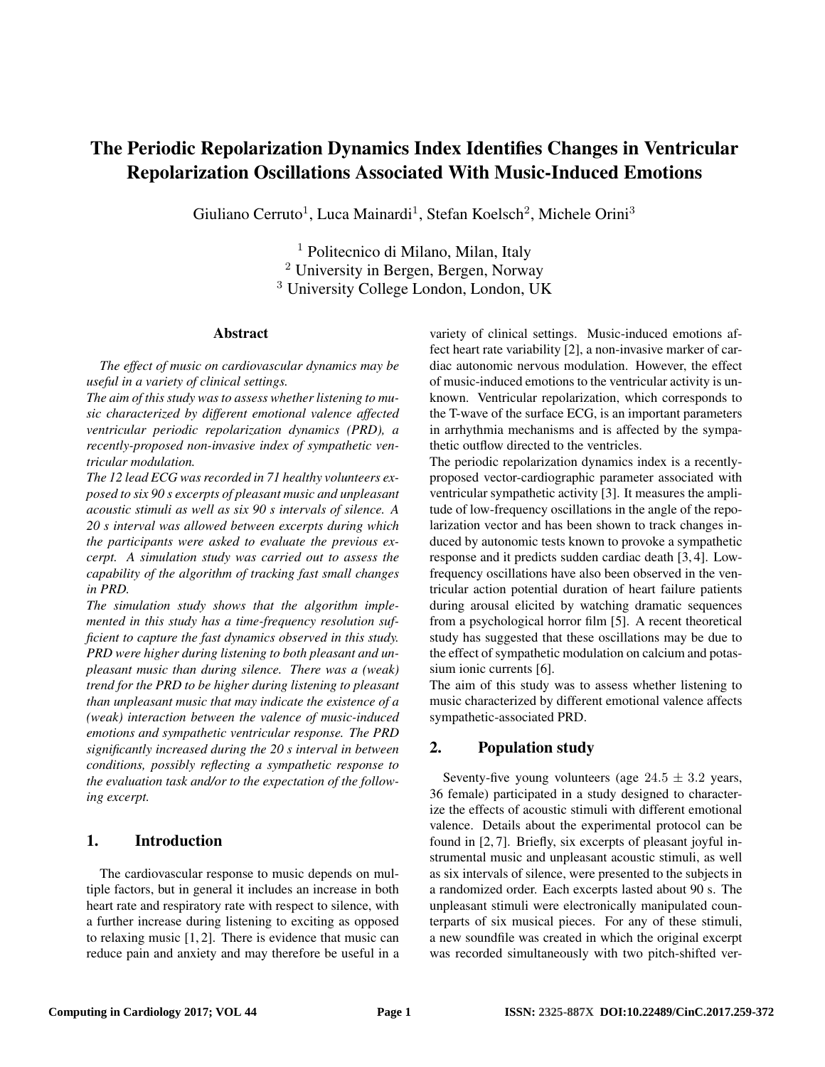// Reproduce text exactly; omit footer.

# The Periodic Repolarization Dynamics Index Identifies Changes in Ventricular Repolarization Oscillations Associated With Music-Induced Emotions

Giuliano Cerruto[1], Luca Mainardi[1], Stefan Koelsch[2], Michele Orini[3]

[1] Politecnico di Milano, Milan, Italy
[2] University in Bergen, Bergen, Norway
[3] University College London, London, UK

## Abstract

*The effect of music on cardiovascular dynamics may be useful in a variety of clinical settings.*
*The aim of this study was to assess whether listening to music characterized by different emotional valence affected ventricular periodic repolarization dynamics (PRD), a recently-proposed non-invasive index of sympathetic ventricular modulation.*
*The 12 lead ECG was recorded in 71 healthy volunteers exposed to six 90 s excerpts of pleasant music and unpleasant acoustic stimuli as well as six 90 s intervals of silence. A 20 s interval was allowed between excerpts during which the participants were asked to evaluate the previous excerpt. A simulation study was carried out to assess the capability of the algorithm of tracking fast small changes in PRD.*
*The simulation study shows that the algorithm implemented in this study has a time-frequency resolution sufficient to capture the fast dynamics observed in this study. PRD were higher during listening to both pleasant and unpleasant music than during silence. There was a (weak) trend for the PRD to be higher during listening to pleasant than unpleasant music that may indicate the existence of a (weak) interaction between the valence of music-induced emotions and sympathetic ventricular response. The PRD significantly increased during the 20 s interval in between conditions, possibly reflecting a sympathetic response to the evaluation task and/or to the expectation of the following excerpt.*

## 1. Introduction

The cardiovascular response to music depends on multiple factors, but in general it includes an increase in both heart rate and respiratory rate with respect to silence, with a further increase during listening to exciting as opposed to relaxing music [1, 2]. There is evidence that music can reduce pain and anxiety and may therefore be useful in a variety of clinical settings. Music-induced emotions affect heart rate variability [2], a non-invasive marker of cardiac autonomic nervous modulation. However, the effect of music-induced emotions to the ventricular activity is unknown. Ventricular repolarization, which corresponds to the T-wave of the surface ECG, is an important parameters in arrhythmia mechanisms and is affected by the sympathetic outflow directed to the ventricles.

The periodic repolarization dynamics index is a recently-proposed vector-cardiographic parameter associated with ventricular sympathetic activity [3]. It measures the amplitude of low-frequency oscillations in the angle of the repolarization vector and has been shown to track changes induced by autonomic tests known to provoke a sympathetic response and it predicts sudden cardiac death [3, 4]. Low-frequency oscillations have also been observed in the ventricular action potential duration of heart failure patients during arousal elicited by watching dramatic sequences from a psychological horror film [5]. A recent theoretical study has suggested that these oscillations may be due to the effect of sympathetic modulation on calcium and potassium ionic currents [6].

The aim of this study was to assess whether listening to music characterized by different emotional valence affects sympathetic-associated PRD.

## 2. Population study

Seventy-five young volunteers (age $24.5 \pm 3.2$ years, 36 female) participated in a study designed to characterize the effects of acoustic stimuli with different emotional valence. Details about the experimental protocol can be found in [2, 7]. Briefly, six excerpts of pleasant joyful instrumental music and unpleasant acoustic stimuli, as well as six intervals of silence, were presented to the subjects in a randomized order. Each excerpts lasted about 90 s. The unpleasant stimuli were electronically manipulated counterparts of six musical pieces. For any of these stimuli, a new soundfile was created in which the original excerpt was recorded simultaneously with two pitch-shifted ver-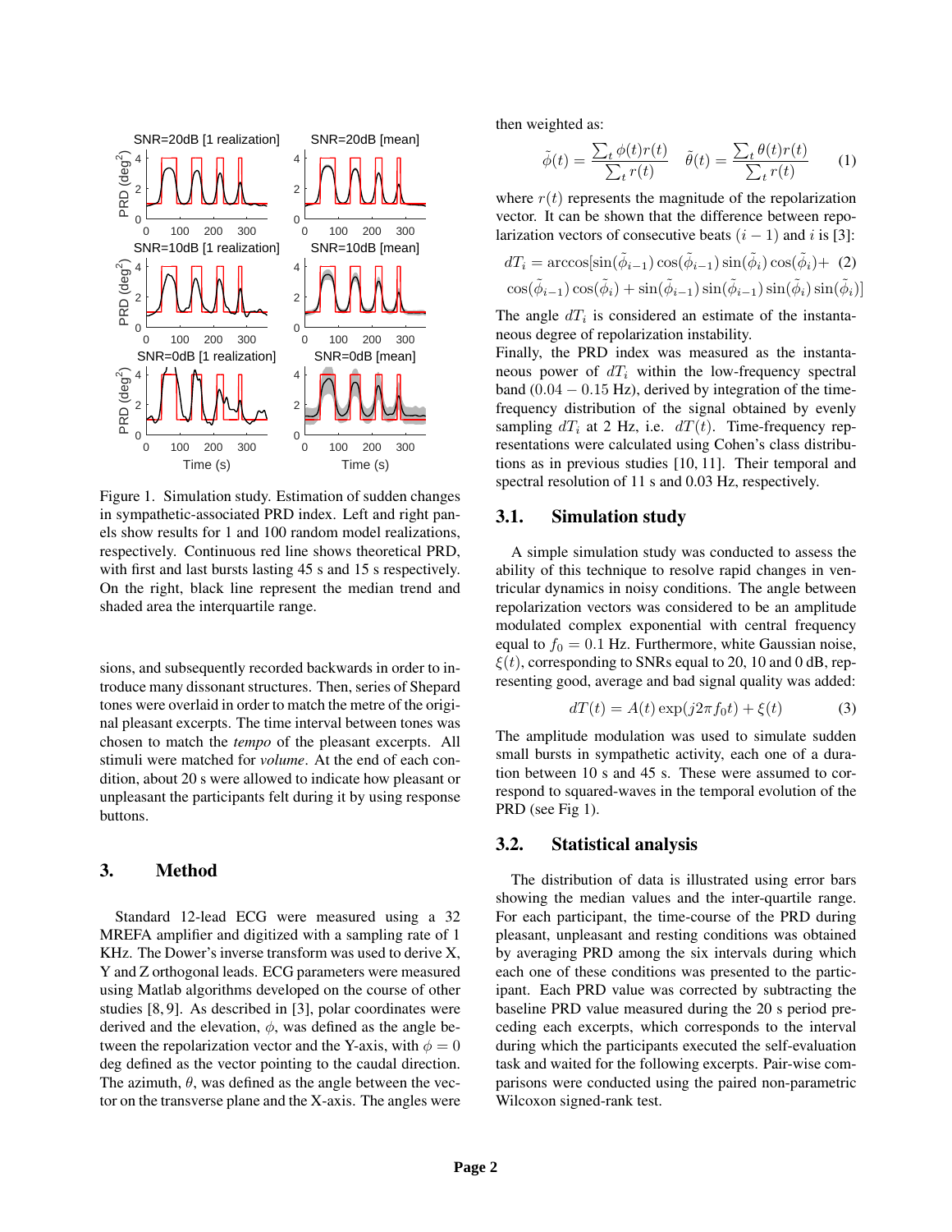Figure 1. Simulation study. Estimation of sudden changes in sympathetic-associated PRD index. Left and right panels show results for 1 and 100 random model realizations, respectively. Continuous red line shows theoretical PRD, with first and last bursts lasting 45 s and 15 s respectively. On the right, black line represent the median trend and shaded area the interquartile range.

sions, and subsequently recorded backwards in order to introduce many dissonant structures. Then, series of Shepard tones were overlaid in order to match the metre of the original pleasant excerpts. The time interval between tones was chosen to match the *tempo* of the pleasant excerpts. All stimuli were matched for *volume*. At the end of each condition, about 20 s were allowed to indicate how pleasant or unpleasant the participants felt during it by using response buttons.

## 3. Method

Standard 12-lead ECG were measured using a 32 MREFA amplifier and digitized with a sampling rate of 1 KHz. The Dower's inverse transform was used to derive X, Y and Z orthogonal leads. ECG parameters were measured using Matlab algorithms developed on the course of other studies [8, 9]. As described in [3], polar coordinates were derived and the elevation, $\phi$, was defined as the angle between the repolarization vector and the Y-axis, with $\phi = 0$ deg defined as the vector pointing to the caudal direction. The azimuth, $\theta$, was defined as the angle between the vector on the transverse plane and the X-axis. The angles were then weighted as:

$$\tilde{\phi}(t) = \frac{\sum_t \phi(t) r(t)}{\sum_t r(t)} \quad \tilde{\theta}(t) = \frac{\sum_t \theta(t) r(t)}{\sum_t r(t)} \qquad (1)$$

where $r(t)$ represents the magnitude of the repolarization vector. It can be shown that the difference between repolarization vectors of consecutive beats $(i-1)$ and $i$ is [3]:

$$dT_i = \arccos[\sin(\tilde{\phi}_{i-1})\cos(\tilde{\phi}_{i-1})\sin(\tilde{\phi}_i)\cos(\tilde{\phi}_i) + \quad (2)$$
$$\cos(\tilde{\phi}_{i-1})\cos(\tilde{\phi}_i) + \sin(\tilde{\phi}_{i-1})\sin(\tilde{\phi}_{i-1})\sin(\tilde{\phi}_i)\sin(\tilde{\phi}_i)]$$

The angle $dT_i$ is considered an estimate of the instantaneous degree of repolarization instability.

Finally, the PRD index was measured as the instantaneous power of $dT_i$ within the low-frequency spectral band ($0.04 - 0.15$ Hz), derived by integration of the time-frequency distribution of the signal obtained by evenly sampling $dT_i$ at 2 Hz, i.e. $dT(t)$. Time-frequency representations were calculated using Cohen's class distributions as in previous studies [10, 11]. Their temporal and spectral resolution of 11 s and 0.03 Hz, respectively.

### 3.1. Simulation study

A simple simulation study was conducted to assess the ability of this technique to resolve rapid changes in ventricular dynamics in noisy conditions. The angle between repolarization vectors was considered to be an amplitude modulated complex exponential with central frequency equal to $f_0 = 0.1$ Hz. Furthermore, white Gaussian noise, $\xi(t)$, corresponding to SNRs equal to 20, 10 and 0 dB, representing good, average and bad signal quality was added:

$$dT(t) = A(t)\exp(j2\pi f_0 t) + \xi(t) \qquad (3)$$

The amplitude modulation was used to simulate sudden small bursts in sympathetic activity, each one of a duration between 10 s and 45 s. These were assumed to correspond to squared-waves in the temporal evolution of the PRD (see Fig 1).

### 3.2. Statistical analysis

The distribution of data is illustrated using error bars showing the median values and the inter-quartile range. For each participant, the time-course of the PRD during pleasant, unpleasant and resting conditions was obtained by averaging PRD among the six intervals during which each one of these conditions was presented to the participant. Each PRD value was corrected by subtracting the baseline PRD value measured during the 20 s period preceding each excerpts, which corresponds to the interval during which the participants executed the self-evaluation task and waited for the following excerpts. Pair-wise comparisons were conducted using the paired non-parametric Wilcoxon signed-rank test.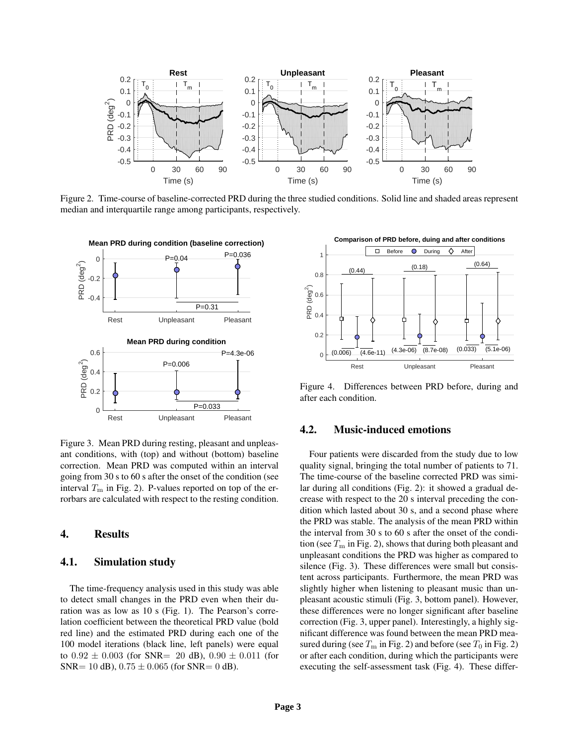Figure 2. Time-course of baseline-corrected PRD during the three studied conditions. Solid line and shaded areas represent median and interquartile range among participants, respectively.

Figure 3. Mean PRD during resting, pleasant and unpleasant conditions, with (top) and without (bottom) baseline correction. Mean PRD was computed within an interval going from 30 s to 60 s after the onset of the condition (see interval $T_{\mathrm{m}}$ in Fig. 2). P-values reported on top of the errorbars are calculated with respect to the resting condition.

Figure 4. Differences between PRD before, during and after each condition.

## 4. Results

### 4.1. Simulation study

The time-frequency analysis used in this study was able to detect small changes in the PRD even when their duration was as low as 10 s (Fig. 1). The Pearson's correlation coefficient between the theoretical PRD value (bold red line) and the estimated PRD during each one of the 100 model iterations (black line, left panels) were equal to $0.92 \pm 0.003$ (for SNR$=$ 20 dB), $0.90 \pm 0.011$ (for SNR$=$ 10 dB), $0.75 \pm 0.065$ (for SNR$=$ 0 dB).

### 4.2. Music-induced emotions

Four patients were discarded from the study due to low quality signal, bringing the total number of patients to 71. The time-course of the baseline corrected PRD was similar during all conditions (Fig. 2): it showed a gradual decrease with respect to the 20 s interval preceding the condition which lasted about 30 s, and a second phase where the PRD was stable. The analysis of the mean PRD within the interval from 30 s to 60 s after the onset of the condition (see $T_{\mathrm{m}}$ in Fig. 2), shows that during both pleasant and unpleasant conditions the PRD was higher as compared to silence (Fig. 3). These differences were small but consistent across participants. Furthermore, the mean PRD was slightly higher when listening to pleasant music than unpleasant acoustic stimuli (Fig. 3, bottom panel). However, these differences were no longer significant after baseline correction (Fig. 3, upper panel). Interestingly, a highly significant difference was found between the mean PRD measured during (see $T_{\mathrm{m}}$ in Fig. 2) and before (see $T_0$ in Fig. 2) or after each condition, during which the participants were executing the self-assessment task (Fig. 4). These differ-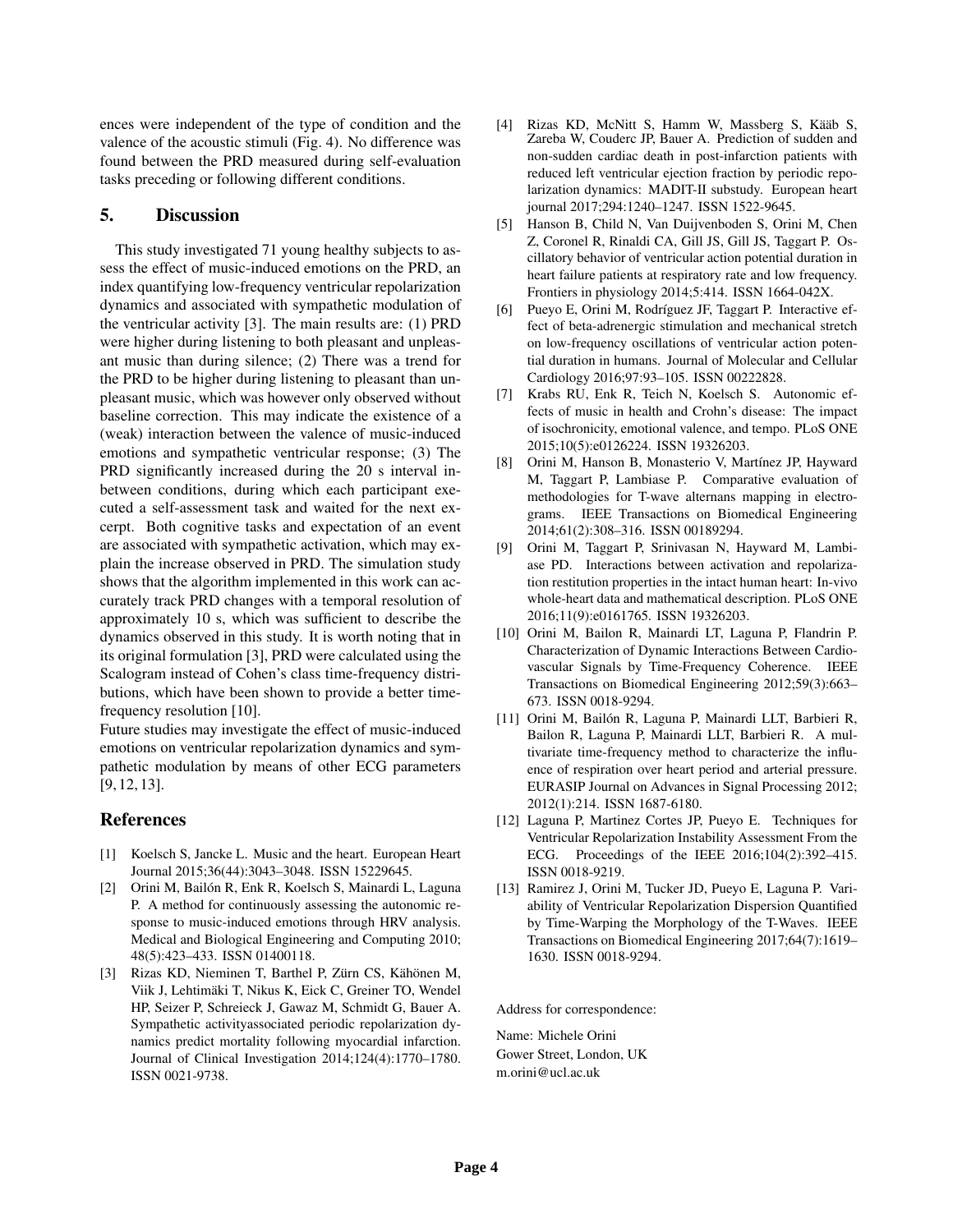ences were independent of the type of condition and the valence of the acoustic stimuli (Fig. 4). No difference was found between the PRD measured during self-evaluation tasks preceding or following different conditions.

## 5. Discussion

This study investigated 71 young healthy subjects to assess the effect of music-induced emotions on the PRD, an index quantifying low-frequency ventricular repolarization dynamics and associated with sympathetic modulation of the ventricular activity [3]. The main results are: (1) PRD were higher during listening to both pleasant and unpleasant music than during silence; (2) There was a trend for the PRD to be higher during listening to pleasant than unpleasant music, which was however only observed without baseline correction. This may indicate the existence of a (weak) interaction between the valence of music-induced emotions and sympathetic ventricular response; (3) The PRD significantly increased during the 20 s interval in-between conditions, during which each participant executed a self-assessment task and waited for the next excerpt. Both cognitive tasks and expectation of an event are associated with sympathetic activation, which may explain the increase observed in PRD. The simulation study shows that the algorithm implemented in this work can accurately track PRD changes with a temporal resolution of approximately 10 s, which was sufficient to describe the dynamics observed in this study. It is worth noting that in its original formulation [3], PRD were calculated using the Scalogram instead of Cohen's class time-frequency distributions, which have been shown to provide a better time-frequency resolution [10].

Future studies may investigate the effect of music-induced emotions on ventricular repolarization dynamics and sympathetic modulation by means of other ECG parameters [9, 12, 13].

## References

[1] Koelsch S, Jancke L. Music and the heart. European Heart Journal 2015;36(44):3043–3048. ISSN 15229645.

[2] Orini M, Bailón R, Enk R, Koelsch S, Mainardi L, Laguna P. A method for continuously assessing the autonomic response to music-induced emotions through HRV analysis. Medical and Biological Engineering and Computing 2010; 48(5):423–433. ISSN 01400118.

[3] Rizas KD, Nieminen T, Barthel P, Zürn CS, Kähönen M, Viik J, Lehtimäki T, Nikus K, Eick C, Greiner TO, Wendel HP, Seizer P, Schreieck J, Gawaz M, Schmidt G, Bauer A. Sympathetic activityassociated periodic repolarization dynamics predict mortality following myocardial infarction. Journal of Clinical Investigation 2014;124(4):1770–1780. ISSN 0021-9738.

[4] Rizas KD, McNitt S, Hamm W, Massberg S, Kääb S, Zareba W, Couderc JP, Bauer A. Prediction of sudden and non-sudden cardiac death in post-infarction patients with reduced left ventricular ejection fraction by periodic repolarization dynamics: MADIT-II substudy. European heart journal 2017;294:1240–1247. ISSN 1522-9645.

[5] Hanson B, Child N, Van Duijvenboden S, Orini M, Chen Z, Coronel R, Rinaldi CA, Gill JS, Gill JS, Taggart P. Oscillatory behavior of ventricular action potential duration in heart failure patients at respiratory rate and low frequency. Frontiers in physiology 2014;5:414. ISSN 1664-042X.

[6] Pueyo E, Orini M, Rodríguez JF, Taggart P. Interactive effect of beta-adrenergic stimulation and mechanical stretch on low-frequency oscillations of ventricular action potential duration in humans. Journal of Molecular and Cellular Cardiology 2016;97:93–105. ISSN 00222828.

[7] Krabs RU, Enk R, Teich N, Koelsch S. Autonomic effects of music in health and Crohn's disease: The impact of isochronicity, emotional valence, and tempo. PLoS ONE 2015;10(5):e0126224. ISSN 19326203.

[8] Orini M, Hanson B, Monasterio V, Martínez JP, Hayward M, Taggart P, Lambiase P. Comparative evaluation of methodologies for T-wave alternans mapping in electrograms. IEEE Transactions on Biomedical Engineering 2014;61(2):308–316. ISSN 00189294.

[9] Orini M, Taggart P, Srinivasan N, Hayward M, Lambiase PD. Interactions between activation and repolarization restitution properties in the intact human heart: In-vivo whole-heart data and mathematical description. PLoS ONE 2016;11(9):e0161765. ISSN 19326203.

[10] Orini M, Bailon R, Mainardi LT, Laguna P, Flandrin P. Characterization of Dynamic Interactions Between Cardiovascular Signals by Time-Frequency Coherence. IEEE Transactions on Biomedical Engineering 2012;59(3):663–673. ISSN 0018-9294.

[11] Orini M, Bailón R, Laguna P, Mainardi LLT, Barbieri R, Bailon R, Laguna P, Mainardi LLT, Barbieri R. A multivariate time-frequency method to characterize the influence of respiration over heart period and arterial pressure. EURASIP Journal on Advances in Signal Processing 2012; 2012(1):214. ISSN 1687-6180.

[12] Laguna P, Martinez Cortes JP, Pueyo E. Techniques for Ventricular Repolarization Instability Assessment From the ECG. Proceedings of the IEEE 2016;104(2):392–415. ISSN 0018-9219.

[13] Ramirez J, Orini M, Tucker JD, Pueyo E, Laguna P. Variability of Ventricular Repolarization Dispersion Quantified by Time-Warping the Morphology of the T-Waves. IEEE Transactions on Biomedical Engineering 2017;64(7):1619–1630. ISSN 0018-9294.

Address for correspondence:

Name: Michele Orini
Gower Street, London, UK
m.orini@ucl.ac.uk